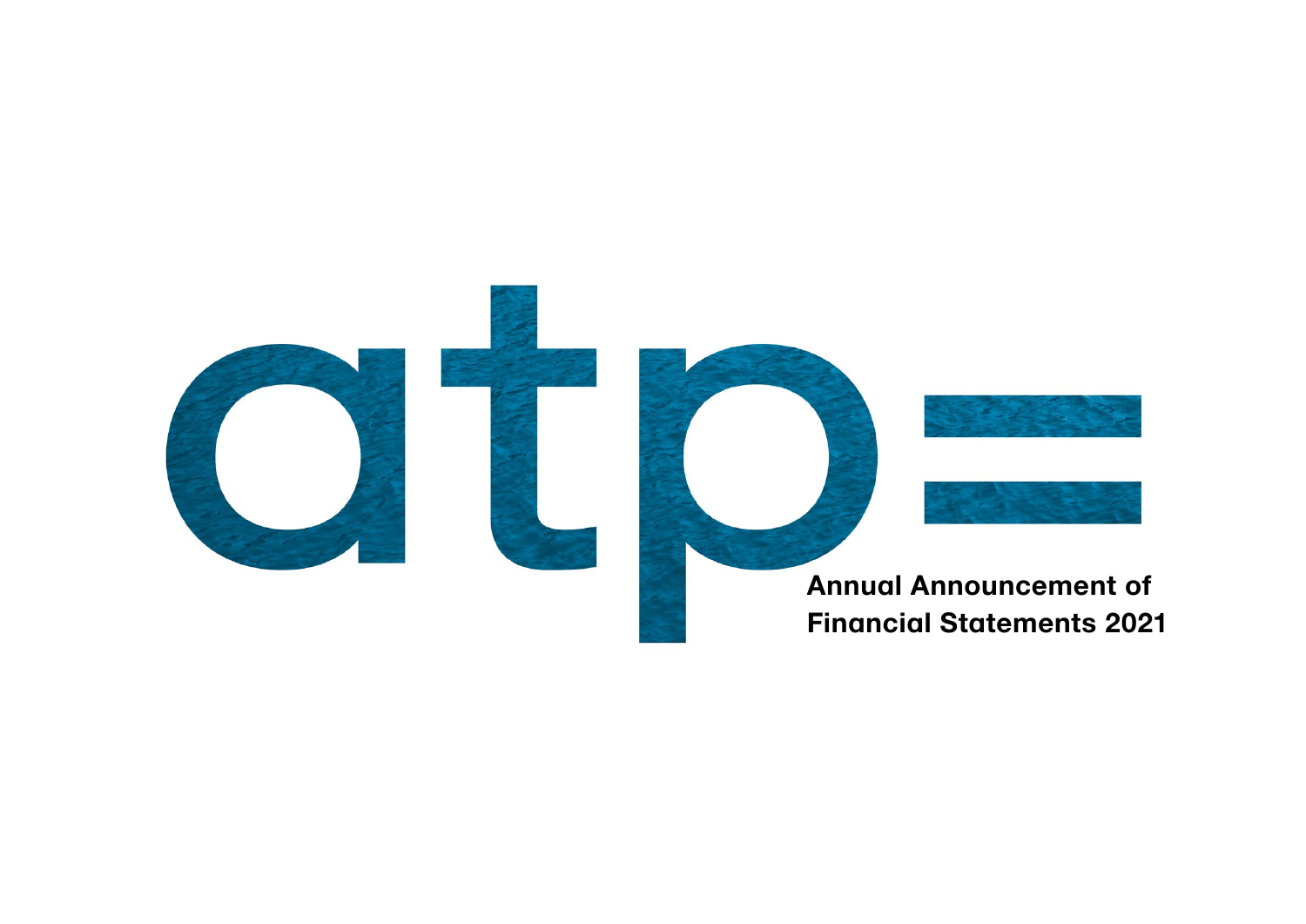atp=

# Annual Announcement of Financial Statements 2021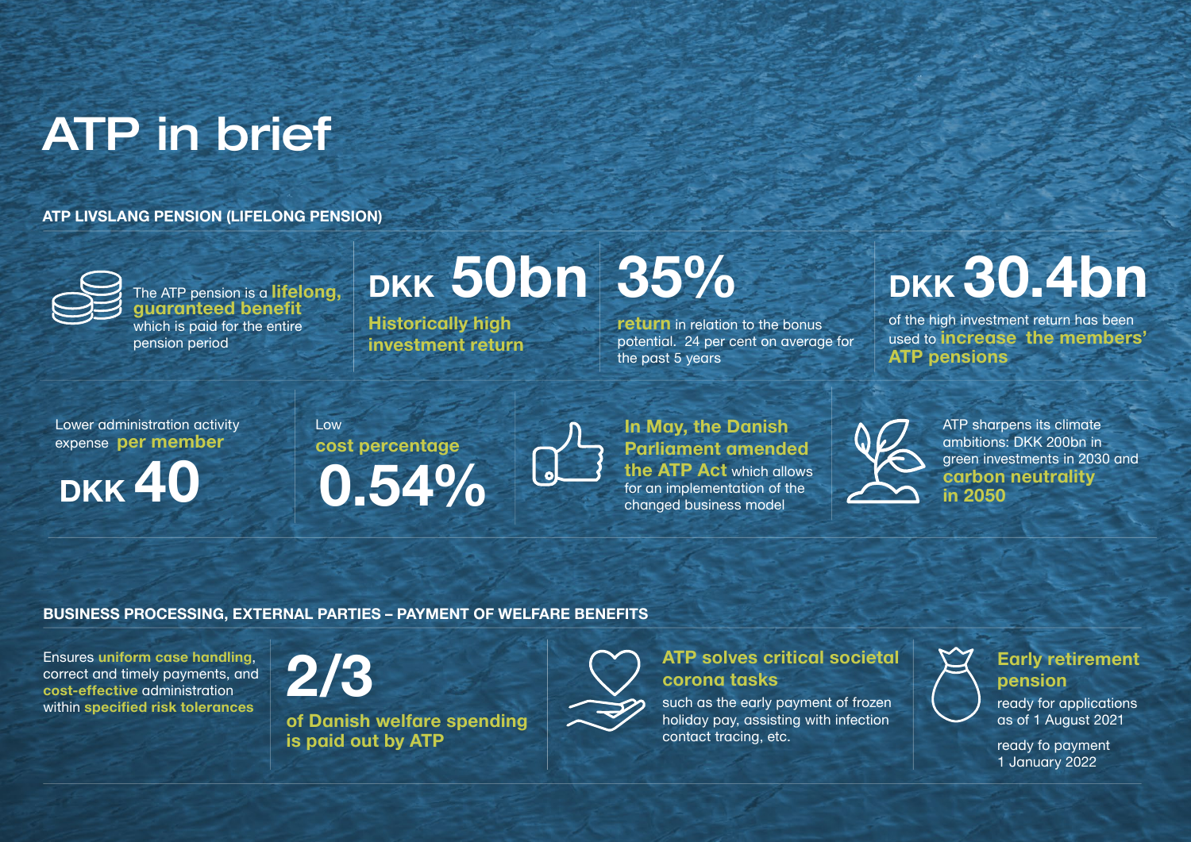# ATP in brief

## ATP LIVSLANG PENSION (LIFELONG PENSION)

The ATP pension is a **lifelong, guaranteed benefit** which is paid for the entire pension period

**DKK 50bn**

**Historically high investment return**

**35%**

**return** in relation to the bonus potential. 24 per cent on average for the past 5 years

**DKK 30.4bn**

of the high investment return has been used to **increase the members' ATP pensions**

Lower administration activity expense **per member**

**DKK 40**

Low **cost percentage**

**0.54%**

**In May, the Danish Parliament amended the ATP Act** which allows for an implementation of the changed business model

ATP sharpens its climate ambitions: DKK 200bn in green investments in 2030 and **carbon neutrality in 2050**

## BUSINESS PROCESSING, EXTERNAL PARTIES – PAYMENT OF WELFARE BENEFITS

Ensures **uniform case handling**, correct and timely payments, and **cost-effective** administration within **specified risk tolerances**

**2/3**

**of Danish welfare spending is paid out by ATP**

**ATP solves critical societal corona tasks**

such as the early payment of frozen holiday pay, assisting with infection contact tracing, etc.

**Early retirement pension**

ready for applications as of 1 August 2021

ready fo payment 1 January 2022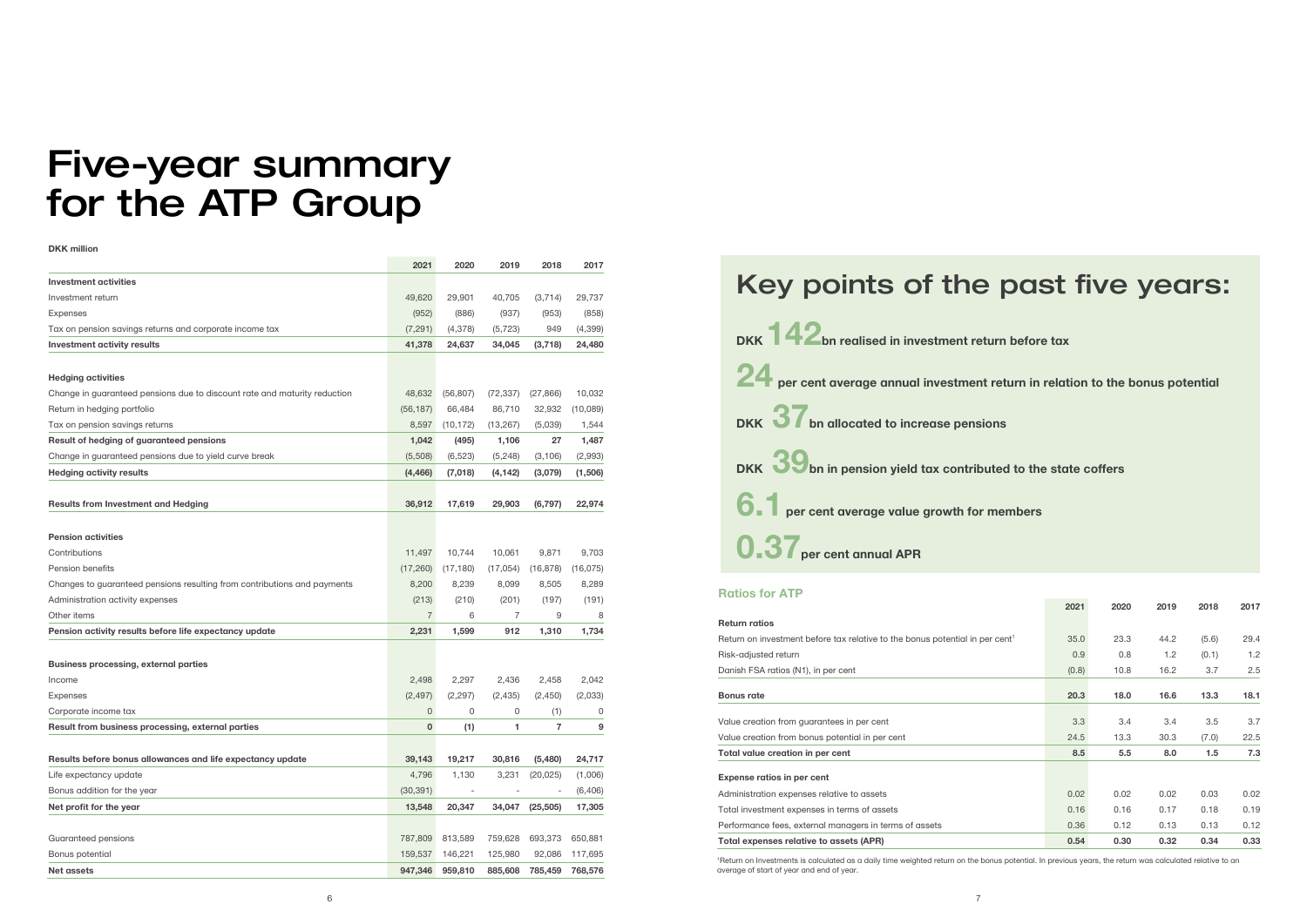# Five-year summary for the ATP Group

**DKK million**

| | 2021 | 2020 | 2019 | 2018 | 2017 |
|---|---|---|---|---|---|
| **Investment activities** | | | | | |
| Investment return | 49,620 | 29,901 | 40,705 | (3,714) | 29,737 |
| Expenses | (952) | (886) | (937) | (953) | (858) |
| Tax on pension savings returns and corporate income tax | (7,291) | (4,378) | (5,723) | 949 | (4,399) |
| **Investment activity results** | **41,378** | **24,637** | **34,045** | **(3,718)** | **24,480** |
| | | | | | |
| **Hedging activities** | | | | | |
| Change in guaranteed pensions due to discount rate and maturity reduction | 48,632 | (56,807) | (72,337) | (27,866) | 10,032 |
| Return in hedging portfolio | (56,187) | 66,484 | 86,710 | 32,932 | (10,089) |
| Tax on pension savings returns | 8,597 | (10,172) | (13,267) | (5,039) | 1,544 |
| **Result of hedging of guaranteed pensions** | **1,042** | **(495)** | **1,106** | **27** | **1,487** |
| Change in guaranteed pensions due to yield curve break | (5,508) | (6,523) | (5,248) | (3,106) | (2,993) |
| **Hedging activity results** | **(4,466)** | **(7,018)** | **(4,142)** | **(3,079)** | **(1,506)** |
| | | | | | |
| **Results from Investment and Hedging** | **36,912** | **17,619** | **29,903** | **(6,797)** | **22,974** |
| | | | | | |
| **Pension activities** | | | | | |
| Contributions | 11,497 | 10,744 | 10,061 | 9,871 | 9,703 |
| Pension benefits | (17,260) | (17,180) | (17,054) | (16,878) | (16,075) |
| Changes to guaranteed pensions resulting from contributions and payments | 8,200 | 8,239 | 8,099 | 8,505 | 8,289 |
| Administration activity expenses | (213) | (210) | (201) | (197) | (191) |
| Other items | 7 | 6 | 7 | 9 | 8 |
| **Pension activity results before life expectancy update** | **2,231** | **1,599** | **912** | **1,310** | **1,734** |
| | | | | | |
| **Business processing, external parties** | | | | | |
| Income | 2,498 | 2,297 | 2,436 | 2,458 | 2,042 |
| Expenses | (2,497) | (2,297) | (2,435) | (2,450) | (2,033) |
| Corporate income tax | 0 | 0 | 0 | (1) | 0 |
| **Result from business processing, external parties** | **0** | **(1)** | **1** | **7** | **9** |
| | | | | | |
| **Results before bonus allowances and life expectancy update** | **39,143** | **19,217** | **30,816** | **(5,480)** | **24,717** |
| Life expectancy update | 4,796 | 1,130 | 3,231 | (20,025) | (1,006) |
| Bonus addition for the year | (30,391) | - | - | - | (6,406) |
| **Net profit for the year** | **13,548** | **20,347** | **34,047** | **(25,505)** | **17,305** |
| | | | | | |
| Guaranteed pensions | 787,809 | 813,589 | 759,628 | 693,373 | 650,881 |
| Bonus potential | 159,537 | 146,221 | 125,980 | 92,086 | 117,695 |
| **Net assets** | **947,346** | **959,810** | **885,608** | **785,459** | **768,576** |

## Key points of the past five years:

**DKK 142bn realised in investment return before tax**

**24 per cent average annual investment return in relation to the bonus potential**

**DKK 37bn allocated to increase pensions**

**DKK 39bn in pension yield tax contributed to the state coffers**

**6.1 per cent average value growth for members**

**0.37 per cent annual APR**

### Ratios for ATP

| | 2021 | 2020 | 2019 | 2018 | 2017 |
|---|---|---|---|---|---|
| **Return ratios** | | | | | |
| Return on investment before tax relative to the bonus potential in per cent[1] | 35.0 | 23.3 | 44.2 | (5.6) | 29.4 |
| Risk-adjusted return | 0.9 | 0.8 | 1.2 | (0.1) | 1.2 |
| Danish FSA ratios (N1), in per cent | (0.8) | 10.8 | 16.2 | 3.7 | 2.5 |
| | | | | | |
| **Bonus rate** | **20.3** | **18.0** | **16.6** | **13.3** | **18.1** |
| | | | | | |
| Value creation from guarantees in per cent | 3.3 | 3.4 | 3.4 | 3.5 | 3.7 |
| Value creation from bonus potential in per cent | 24.5 | 13.3 | 30.3 | (7.0) | 22.5 |
| **Total value creation in per cent** | **8.5** | **5.5** | **8.0** | **1.5** | **7.3** |
| | | | | | |
| **Expense ratios in per cent** | | | | | |
| Administration expenses relative to assets | 0.02 | 0.02 | 0.02 | 0.03 | 0.02 |
| Total investment expenses in terms of assets | 0.16 | 0.16 | 0.17 | 0.18 | 0.19 |
| Performance fees, external managers in terms of assets | 0.36 | 0.12 | 0.13 | 0.13 | 0.12 |
| **Total expenses relative to assets (APR)** | **0.54** | **0.30** | **0.32** | **0.34** | **0.33** |

[1] Return on Investments is calculated as a daily time weighted return on the bonus potential. In previous years, the return was calculated relative to an average of start of year and end of year.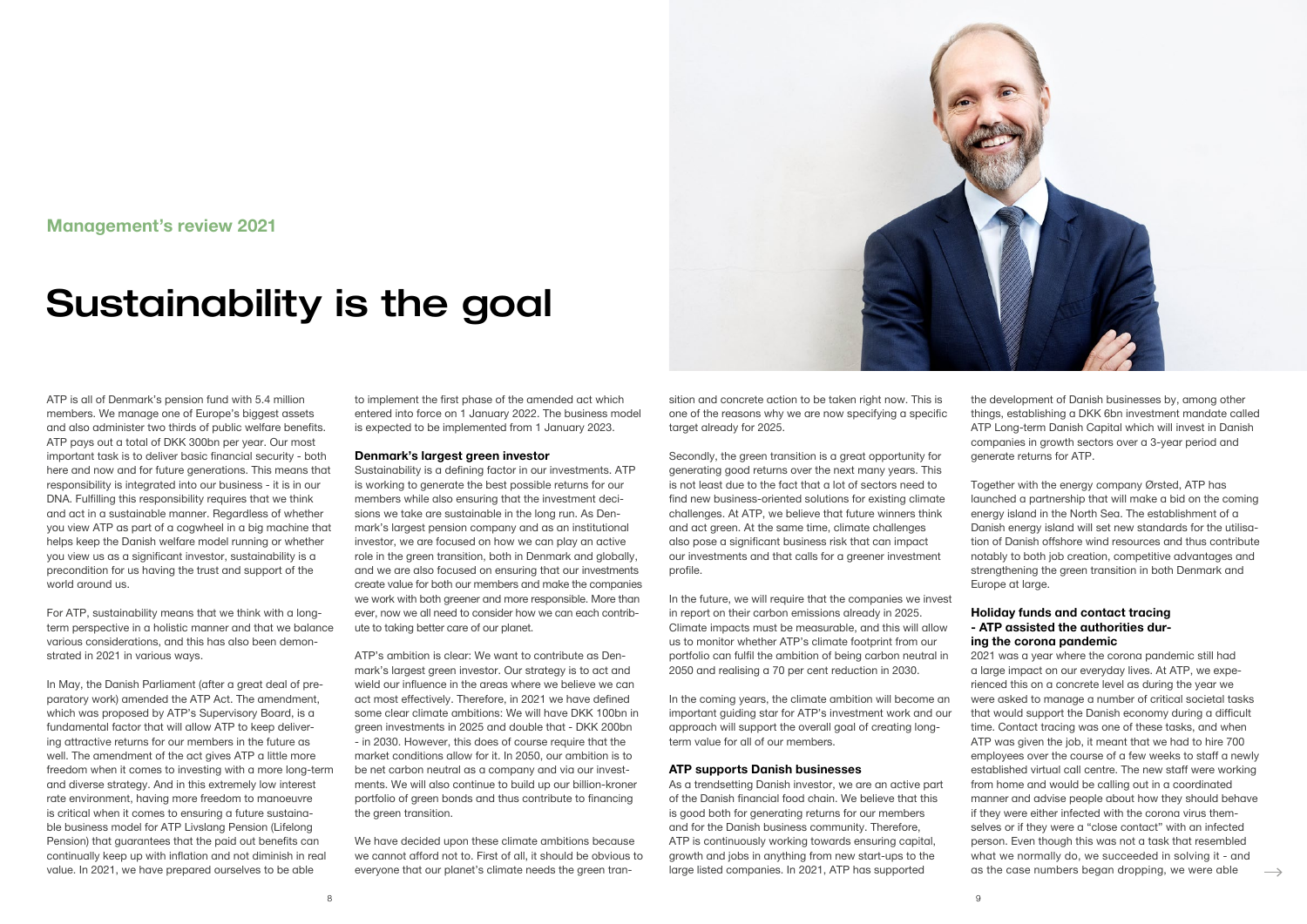Management's review 2021

# Sustainability is the goal

ATP is all of Denmark's pension fund with 5.4 million members. We manage one of Europe's biggest assets and also administer two thirds of public welfare benefits. ATP pays out a total of DKK 300bn per year. Our most important task is to deliver basic financial security - both here and now and for future generations. This means that responsibility is integrated into our business - it is in our DNA. Fulfilling this responsibility requires that we think and act in a sustainable manner. Regardless of whether you view ATP as part of a cogwheel in a big machine that helps keep the Danish welfare model running or whether you view us as a significant investor, sustainability is a precondition for us having the trust and support of the world around us.

For ATP, sustainability means that we think with a long-term perspective in a holistic manner and that we balance various considerations, and this has also been demonstrated in 2021 in various ways.

In May, the Danish Parliament (after a great deal of preparatory work) amended the ATP Act. The amendment, which was proposed by ATP's Supervisory Board, is a fundamental factor that will allow ATP to keep delivering attractive returns for our members in the future as well. The amendment of the act gives ATP a little more freedom when it comes to investing with a more long-term and diverse strategy. And in this extremely low interest rate environment, having more freedom to manoeuvre is critical when it comes to ensuring a future sustainable business model for ATP Livslang Pension (Lifelong Pension) that guarantees that the paid out benefits can continually keep up with inflation and not diminish in real value. In 2021, we have prepared ourselves to be able to implement the first phase of the amended act which entered into force on 1 January 2022. The business model is expected to be implemented from 1 January 2023.

### Denmark's largest green investor

Sustainability is a defining factor in our investments. ATP is working to generate the best possible returns for our members while also ensuring that the investment decisions we take are sustainable in the long run. As Denmark's largest pension company and as an institutional investor, we are focused on how we can play an active role in the green transition, both in Denmark and globally, and we are also focused on ensuring that our investments create value for both our members and make the companies we work with both greener and more responsible. More than ever, now we all need to consider how we can each contribute to taking better care of our planet.

ATP's ambition is clear: We want to contribute as Denmark's largest green investor. Our strategy is to act and wield our influence in the areas where we believe we can act most effectively. Therefore, in 2021 we have defined some clear climate ambitions: We will have DKK 100bn in green investments in 2025 and double that - DKK 200bn - in 2030. However, this does of course require that the market conditions allow for it. In 2050, our ambition is to be net carbon neutral as a company and via our investments. We will also continue to build up our billion-kroner portfolio of green bonds and thus contribute to financing the green transition.

We have decided upon these climate ambitions because we cannot afford not to. First of all, it should be obvious to everyone that our planet's climate needs the green transition and concrete action to be taken right now. This is one of the reasons why we are now specifying a specific target already for 2025.

Secondly, the green transition is a great opportunity for generating good returns over the next many years. This is not least due to the fact that a lot of sectors need to find new business-oriented solutions for existing climate challenges. At ATP, we believe that future winners think and act green. At the same time, climate challenges also pose a significant business risk that can impact our investments and that calls for a greener investment profile.

In the future, we will require that the companies we invest in report on their carbon emissions already in 2025. Climate impacts must be measurable, and this will allow us to monitor whether ATP's climate footprint from our portfolio can fulfil the ambition of being carbon neutral in 2050 and realising a 70 per cent reduction in 2030.

In the coming years, the climate ambition will become an important guiding star for ATP's investment work and our approach will support the overall goal of creating long-term value for all of our members.

### ATP supports Danish businesses

As a trendsetting Danish investor, we are an active part of the Danish financial food chain. We believe that this is good both for generating returns for our members and for the Danish business community. Therefore, ATP is continuously working towards ensuring capital, growth and jobs in anything from new start-ups to the large listed companies. In 2021, ATP has supported the development of Danish businesses by, among other things, establishing a DKK 6bn investment mandate called ATP Long-term Danish Capital which will invest in Danish companies in growth sectors over a 3-year period and generate returns for ATP.

Together with the energy company Ørsted, ATP has launched a partnership that will make a bid on the coming energy island in the North Sea. The establishment of a Danish energy island will set new standards for the utilisation of Danish offshore wind resources and thus contribute notably to both job creation, competitive advantages and strengthening the green transition in both Denmark and Europe at large.

### Holiday funds and contact tracing - ATP assisted the authorities during the corona pandemic

2021 was a year where the corona pandemic still had a large impact on our everyday lives. At ATP, we experienced this on a concrete level as during the year we were asked to manage a number of critical societal tasks that would support the Danish economy during a difficult time. Contact tracing was one of these tasks, and when ATP was given the job, it meant that we had to hire 700 employees over the course of a few weeks to staff a newly established virtual call centre. The new staff were working from home and would be calling out in a coordinated manner and advise people about how they should behave if they were either infected with the corona virus themselves or if they were a "close contact" with an infected person. Even though this was not a task that resembled what we normally do, we succeeded in solving it - and as the case numbers began dropping, we were able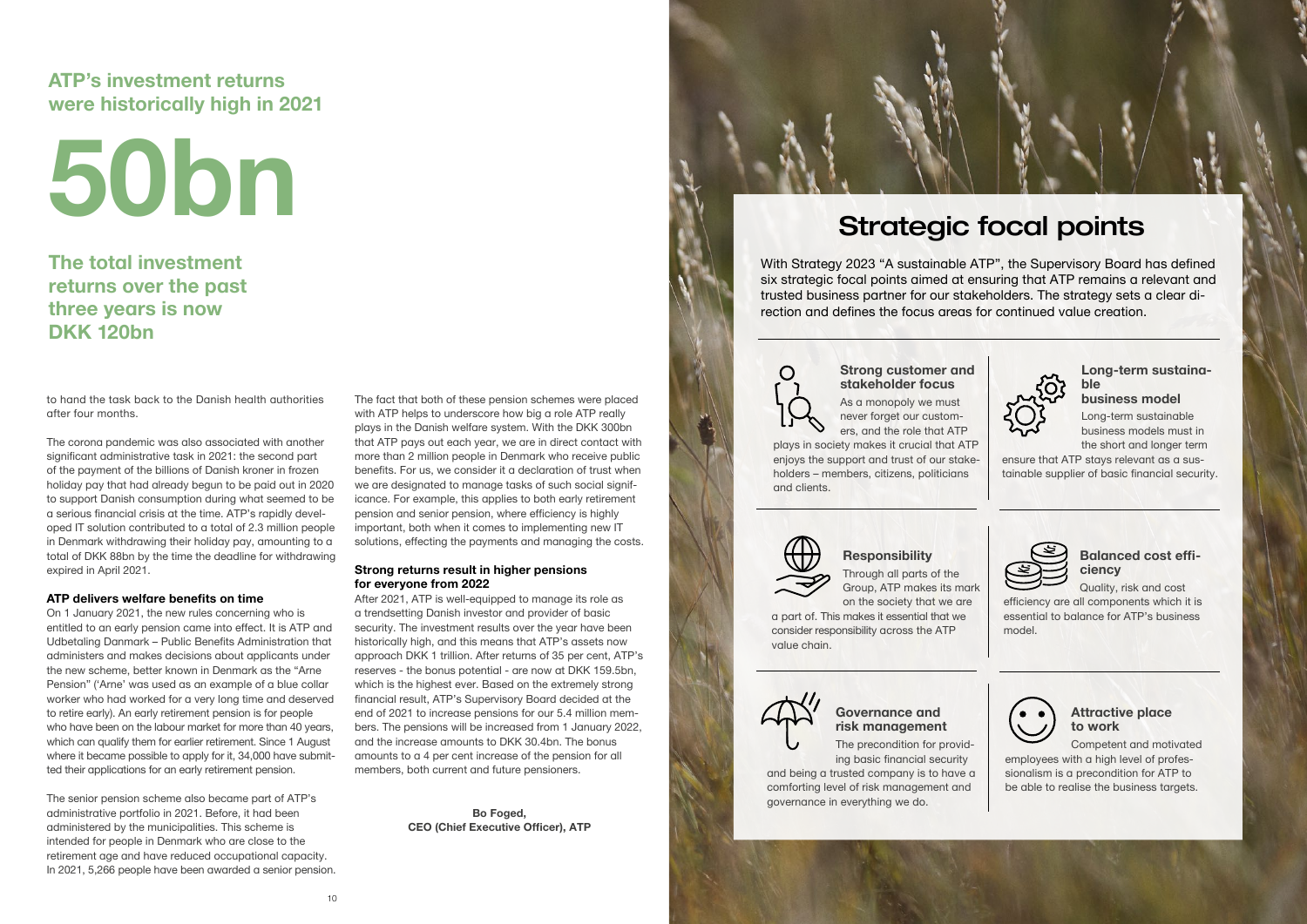## ATP's investment returns were historically high in 2021

# 50bn

## The total investment returns over the past three years is now DKK 120bn

to hand the task back to the Danish health authorities after four months.

The corona pandemic was also associated with another significant administrative task in 2021: the second part of the payment of the billions of Danish kroner in frozen holiday pay that had already begun to be paid out in 2020 to support Danish consumption during what seemed to be a serious financial crisis at the time. ATP's rapidly developed IT solution contributed to a total of 2.3 million people in Denmark withdrawing their holiday pay, amounting to a total of DKK 88bn by the time the deadline for withdrawing expired in April 2021.

### ATP delivers welfare benefits on time

On 1 January 2021, the new rules concerning who is entitled to an early pension came into effect. It is ATP and Udbetaling Danmark – Public Benefits Administration that administers and makes decisions about applicants under the new scheme, better known in Denmark as the "Arne Pension" ('Arne' was used as an example of a blue collar worker who had worked for a very long time and deserved to retire early). An early retirement pension is for people who have been on the labour market for more than 40 years, which can qualify them for earlier retirement. Since 1 August where it became possible to apply for it, 34,000 have submitted their applications for an early retirement pension.

The senior pension scheme also became part of ATP's administrative portfolio in 2021. Before, it had been administered by the municipalities. This scheme is intended for people in Denmark who are close to the retirement age and have reduced occupational capacity. In 2021, 5,266 people have been awarded a senior pension.

The fact that both of these pension schemes were placed with ATP helps to underscore how big a role ATP really plays in the Danish welfare system. With the DKK 300bn that ATP pays out each year, we are in direct contact with more than 2 million people in Denmark who receive public benefits. For us, we consider it a declaration of trust when we are designated to manage tasks of such social significance. For example, this applies to both early retirement pension and senior pension, where efficiency is highly important, both when it comes to implementing new IT solutions, effecting the payments and managing the costs.

### Strong returns result in higher pensions for everyone from 2022

After 2021, ATP is well-equipped to manage its role as a trendsetting Danish investor and provider of basic security. The investment results over the year have been historically high, and this means that ATP's assets now approach DKK 1 trillion. After returns of 35 per cent, ATP's reserves - the bonus potential - are now at DKK 159.5bn, which is the highest ever. Based on the extremely strong financial result, ATP's Supervisory Board decided at the end of 2021 to increase pensions for our 5.4 million members. The pensions will be increased from 1 January 2022, and the increase amounts to DKK 30.4bn. The bonus amounts to a 4 per cent increase of the pension for all members, both current and future pensioners.

**Bo Foged,**
**CEO (Chief Executive Officer), ATP**

# Strategic focal points

With Strategy 2023 "A sustainable ATP", the Supervisory Board has defined six strategic focal points aimed at ensuring that ATP remains a relevant and trusted business partner for our stakeholders. The strategy sets a clear direction and defines the focus areas for continued value creation.

### Strong customer and stakeholder focus

As a monopoly we must never forget our customers, and the role that ATP plays in society makes it crucial that ATP enjoys the support and trust of our stakeholders – members, citizens, politicians and clients.

### Long-term sustainable business model

Long-term sustainable business models must in the short and longer term ensure that ATP stays relevant as a sustainable supplier of basic financial security.

### Responsibility

Through all parts of the Group, ATP makes its mark on the society that we are a part of. This makes it essential that we consider responsibility across the ATP value chain.

### Balanced cost efficiency

Quality, risk and cost efficiency are all components which it is essential to balance for ATP's business model.

### Governance and risk management

The precondition for providing basic financial security and being a trusted company is to have a comforting level of risk management and governance in everything we do.

### Attractive place to work

Competent and motivated employees with a high level of professionalism is a precondition for ATP to be able to realise the business targets.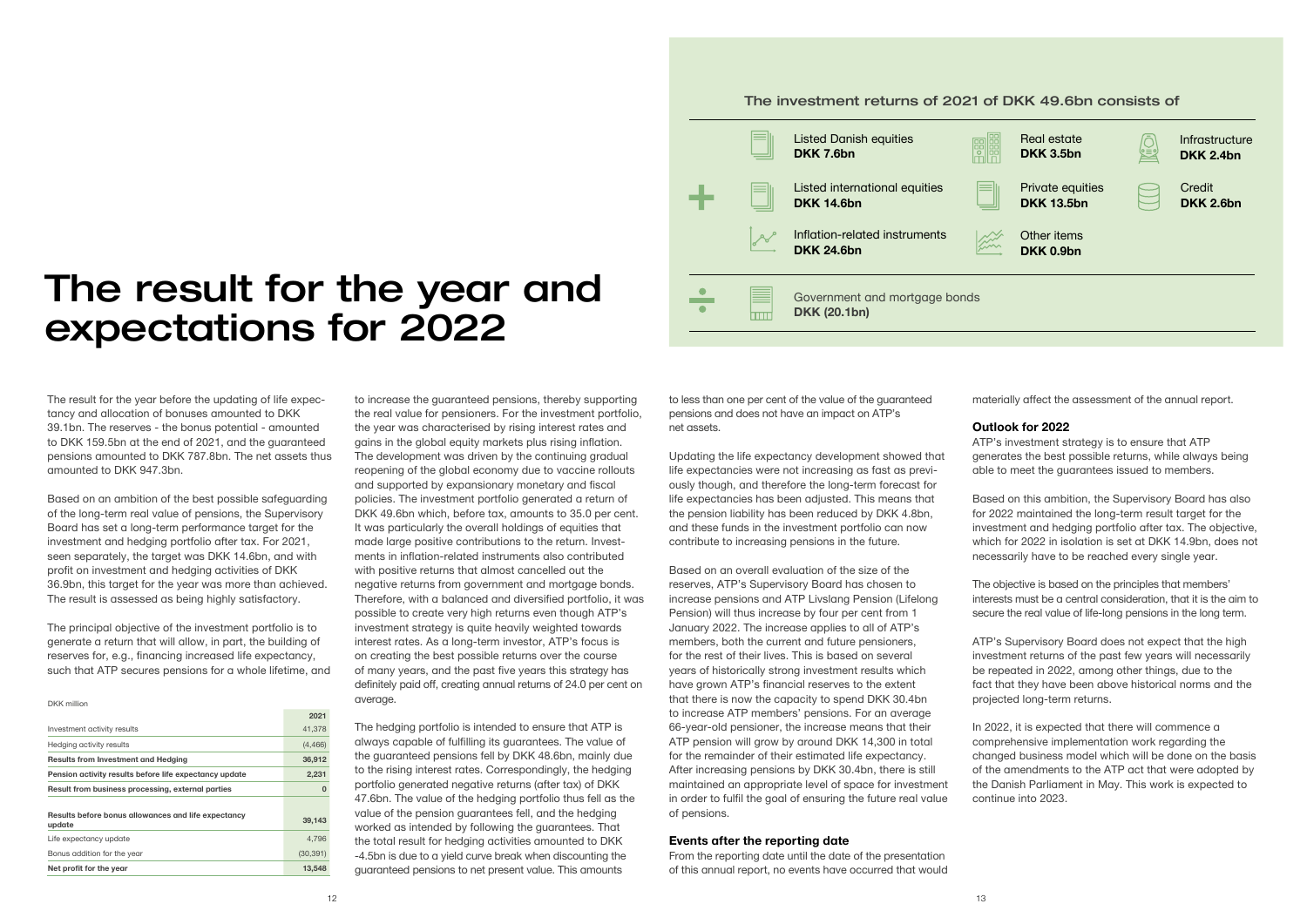# The result for the year and expectations for 2022

### The investment returns of 2021 of DKK 49.6bn consists of

**+**

- Listed Danish equities **DKK 7.6bn**
- Real estate **DKK 3.5bn**
- Infrastructure **DKK 2.4bn**
- Listed international equities **DKK 14.6bn**
- Private equities **DKK 13.5bn**
- Credit **DKK 2.6bn**
- Inflation-related instruments **DKK 24.6bn**
- Other items **DKK 0.9bn**

**÷**

- Government and mortgage bonds **DKK (20.1bn)**

The result for the year before the updating of life expectancy and allocation of bonuses amounted to DKK 39.1bn. The reserves - the bonus potential - amounted to DKK 159.5bn at the end of 2021, and the guaranteed pensions amounted to DKK 787.8bn. The net assets thus amounted to DKK 947.3bn.

Based on an ambition of the best possible safeguarding of the long-term real value of pensions, the Supervisory Board has set a long-term performance target for the investment and hedging portfolio after tax. For 2021, seen separately, the target was DKK 14.6bn, and with profit on investment and hedging activities of DKK 36.9bn, this target for the year was more than achieved. The result is assessed as being highly satisfactory.

The principal objective of the investment portfolio is to generate a return that will allow, in part, the building of reserves for, e.g., financing increased life expectancy, such that ATP secures pensions for a whole lifetime, and to increase the guaranteed pensions, thereby supporting the real value for pensioners. For the investment portfolio, the year was characterised by rising interest rates and gains in the global equity markets plus rising inflation. The development was driven by the continuing gradual reopening of the global economy due to vaccine rollouts and supported by expansionary monetary and fiscal policies. The investment portfolio generated a return of DKK 49.6bn which, before tax, amounts to 35.0 per cent. It was particularly the overall holdings of equities that made large positive contributions to the return. Investments in inflation-related instruments also contributed with positive returns that almost cancelled out the negative returns from government and mortgage bonds. Therefore, with a balanced and diversified portfolio, it was possible to create very high returns even though ATP's investment strategy is quite heavily weighted towards interest rates. As a long-term investor, ATP's focus is on creating the best possible returns over the course of many years, and the past five years this strategy has definitely paid off, creating annual returns of 24.0 per cent on average.

DKK million

| | 2021 |
|---|---|
| Investment activity results | 41,378 |
| Hedging activity results | (4,466) |
| **Results from Investment and Hedging** | **36,912** |
| **Pension activity results before life expectancy update** | **2,231** |
| **Result from business processing, external parties** | **0** |
| **Results before bonus allowances and life expectancy update** | **39,143** |
| Life expectancy update | 4,796 |
| Bonus addition for the year | (30,391) |
| **Net profit for the year** | **13,548** |

The hedging portfolio is intended to ensure that ATP is always capable of fulfilling its guarantees. The value of the guaranteed pensions fell by DKK 48.6bn, mainly due to the rising interest rates. Correspondingly, the hedging portfolio generated negative returns (after tax) of DKK 47.6bn. The value of the hedging portfolio thus fell as the value of the pension guarantees fell, and the hedging worked as intended by following the guarantees. That the total result for hedging activities amounted to DKK -4.5bn is due to a yield curve break when discounting the guaranteed pensions to net present value. This amounts to less than one per cent of the value of the guaranteed pensions and does not have an impact on ATP's net assets.

Updating the life expectancy development showed that life expectancies were not increasing as fast as previously though, and therefore the long-term forecast for life expectancies has been adjusted. This means that the pension liability has been reduced by DKK 4.8bn, and these funds in the investment portfolio can now contribute to increasing pensions in the future.

Based on an overall evaluation of the size of the reserves, ATP's Supervisory Board has chosen to increase pensions and ATP Livslang Pension (Lifelong Pension) will thus increase by four per cent from 1 January 2022. The increase applies to all of ATP's members, both the current and future pensioners, for the rest of their lives. This is based on several years of historically strong investment results which have grown ATP's financial reserves to the extent that there is now the capacity to spend DKK 30.4bn to increase ATP members' pensions. For an average 66-year-old pensioner, the increase means that their ATP pension will grow by around DKK 14,300 in total for the remainder of their estimated life expectancy. After increasing pensions by DKK 30.4bn, there is still maintained an appropriate level of space for investment in order to fulfil the goal of ensuring the future real value of pensions.

### Events after the reporting date

From the reporting date until the date of the presentation of this annual report, no events have occurred that would materially affect the assessment of the annual report.

### Outlook for 2022

ATP's investment strategy is to ensure that ATP generates the best possible returns, while always being able to meet the guarantees issued to members.

Based on this ambition, the Supervisory Board has also for 2022 maintained the long-term result target for the investment and hedging portfolio after tax. The objective, which for 2022 in isolation is set at DKK 14.9bn, does not necessarily have to be reached every single year.

The objective is based on the principles that members' interests must be a central consideration, that it is the aim to secure the real value of life-long pensions in the long term.

ATP's Supervisory Board does not expect that the high investment returns of the past few years will necessarily be repeated in 2022, among other things, due to the fact that they have been above historical norms and the projected long-term returns.

In 2022, it is expected that there will commence a comprehensive implementation work regarding the changed business model which will be done on the basis of the amendments to the ATP act that were adopted by the Danish Parliament in May. This work is expected to continue into 2023.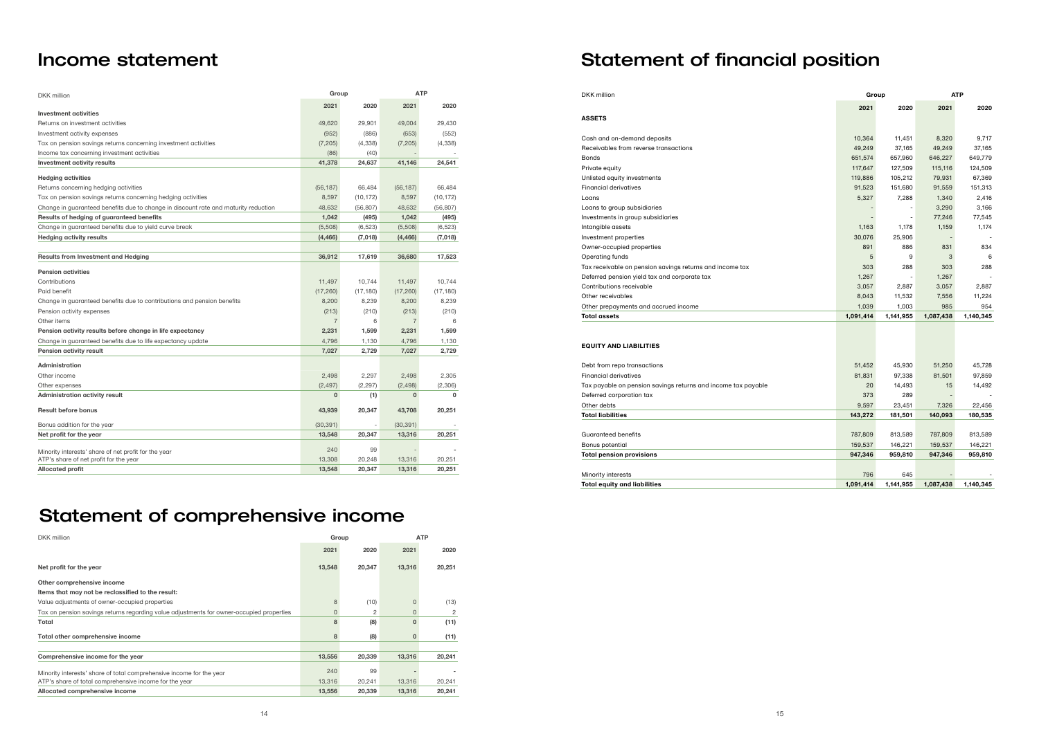# Income statement

| DKK million | Group | | ATP | |
|---|---|---|---|---|
| | 2021 | 2020 | 2021 | 2020 |
| **Investment activities** | | | | |
| Returns on investment activities | 49,620 | 29,901 | 49,004 | 29,430 |
| Investment activity expenses | (952) | (886) | (653) | (552) |
| Tax on pension savings returns concerning investment activities | (7,205) | (4,338) | (7,205) | (4,338) |
| Income tax concerning investment activities | (86) | (40) | - | - |
| **Investment activity results** | **41,378** | **24,637** | **41,146** | **24,541** |
| **Hedging activities** | | | | |
| Returns concerning hedging activities | (56,187) | 66,484 | (56,187) | 66,484 |
| Tax on pension savings returns concerning hedging activities | 8,597 | (10,172) | 8,597 | (10,172) |
| Change in guaranteed benefits due to change in discount rate and maturity reduction | 48,632 | (56,807) | 48,632 | (56,807) |
| **Results of hedging of guaranteed benefits** | **1,042** | **(495)** | **1,042** | **(495)** |
| Change in guaranteed benefits due to yield curve break | (5,508) | (6,523) | (5,508) | (6,523) |
| **Hedging activity results** | **(4,466)** | **(7,018)** | **(4,466)** | **(7,018)** |
| **Results from Investment and Hedging** | **36,912** | **17,619** | **36,680** | **17,523** |
| **Pension activities** | | | | |
| Contributions | 11,497 | 10,744 | 11,497 | 10,744 |
| Paid benefit | (17,260) | (17,180) | (17,260) | (17,180) |
| Change in guaranteed benefits due to contributions and pension benefits | 8,200 | 8,239 | 8,200 | 8,239 |
| Pension activity expenses | (213) | (210) | (213) | (210) |
| Other items | 7 | 6 | 7 | 6 |
| **Pension activity results before change in life expectancy** | **2,231** | **1,599** | **2,231** | **1,599** |
| Change in guaranteed benefits due to life expectancy update | 4,796 | 1,130 | 4,796 | 1,130 |
| **Pension activity result** | **7,027** | **2,729** | **7,027** | **2,729** |
| **Administration** | | | | |
| Other income | 2,498 | 2,297 | 2,498 | 2,305 |
| Other expenses | (2,497) | (2,297) | (2,498) | (2,306) |
| **Administration activity result** | **0** | **(1)** | **0** | **0** |
| **Result before bonus** | **43,939** | **20,347** | **43,708** | **20,251** |
| Bonus addition for the year | (30,391) | - | (30,391) | - |
| **Net profit for the year** | **13,548** | **20,347** | **13,316** | **20,251** |
| Minority interests' share of net profit for the year | 240 | 99 | - | - |
| ATP's share of net profit for the year | 13,308 | 20,248 | 13,316 | 20,251 |
| **Allocated profit** | **13,548** | **20,347** | **13,316** | **20,251** |

# Statement of comprehensive income

| DKK million | Group | | ATP | |
|---|---|---|---|---|
| | 2021 | 2020 | 2021 | 2020 |
| **Net profit for the year** | **13,548** | **20,347** | **13,316** | **20,251** |
| **Other comprehensive income** | | | | |
| **Items that may not be reclassified to the result:** | | | | |
| Value adjustments of owner-occupied properties | 8 | (10) | 0 | (13) |
| Tax on pension savings returns regarding value adjustments for owner-occupied properties | 0 | 2 | 0 | 2 |
| **Total** | **8** | **(8)** | **0** | **(11)** |
| **Total other comprehensive income** | **8** | **(8)** | **0** | **(11)** |
| **Comprehensive income for the year** | **13,556** | **20,339** | **13,316** | **20,241** |
| Minority interests' share of total comprehensive income for the year | 240 | 99 | - | - |
| ATP's share of total comprehensive income for the year | 13,316 | 20,241 | 13,316 | 20,241 |
| **Allocated comprehensive income** | **13,556** | **20,339** | **13,316** | **20,241** |

# Statement of financial position

| DKK million | Group | | ATP | |
|---|---|---|---|---|
| | 2021 | 2020 | 2021 | 2020 |
| **ASSETS** | | | | |
| Cash and on-demand deposits | 10,364 | 11,451 | 8,320 | 9,717 |
| Receivables from reverse transactions | 49,249 | 37,165 | 49,249 | 37,165 |
| Bonds | 651,574 | 657,960 | 646,227 | 649,779 |
| Private equity | 117,647 | 127,509 | 115,116 | 124,509 |
| Unlisted equity investments | 119,886 | 105,212 | 79,931 | 67,369 |
| Financial derivatives | 91,523 | 151,680 | 91,559 | 151,313 |
| Loans | 5,327 | 7,288 | 1,340 | 2,416 |
| Loans to group subsidiaries | - | - | 3,290 | 3,166 |
| Investments in group subsidiaries | - | - | 77,246 | 77,545 |
| Intangible assets | 1,163 | 1,178 | 1,159 | 1,174 |
| Investment properties | 30,076 | 25,906 | - | - |
| Owner-occupied properties | 891 | 886 | 831 | 834 |
| Operating funds | 5 | 9 | 3 | 6 |
| Tax receivable on pension savings returns and income tax | 303 | 288 | 303 | 288 |
| Deferred pension yield tax and corporate tax | 1,267 | - | 1,267 | - |
| Contributions receivable | 3,057 | 2,887 | 3,057 | 2,887 |
| Other receivables | 8,043 | 11,532 | 7,556 | 11,224 |
| Other prepayments and accrued income | 1,039 | 1,003 | 985 | 954 |
| **Total assets** | **1,091,414** | **1,141,955** | **1,087,438** | **1,140,345** |
| **EQUITY AND LIABILITIES** | | | | |
| Debt from repo transactions | 51,452 | 45,930 | 51,250 | 45,728 |
| Financial derivatives | 81,831 | 97,338 | 81,501 | 97,859 |
| Tax payable on pension savings returns and income tax payable | 20 | 14,493 | 15 | 14,492 |
| Deferred corporation tax | 373 | 289 | - | - |
| Other debts | 9,597 | 23,451 | 7,326 | 22,456 |
| **Total liabilities** | **143,272** | **181,501** | **140,093** | **180,535** |
| Guaranteed benefits | 787,809 | 813,589 | 787,809 | 813,589 |
| Bonus potential | 159,537 | 146,221 | 159,537 | 146,221 |
| **Total pension provisions** | **947,346** | **959,810** | **947,346** | **959,810** |
| Minority interests | 796 | 645 | - | - |
| **Total equity and liabilities** | **1,091,414** | **1,141,955** | **1,087,438** | **1,140,345** |